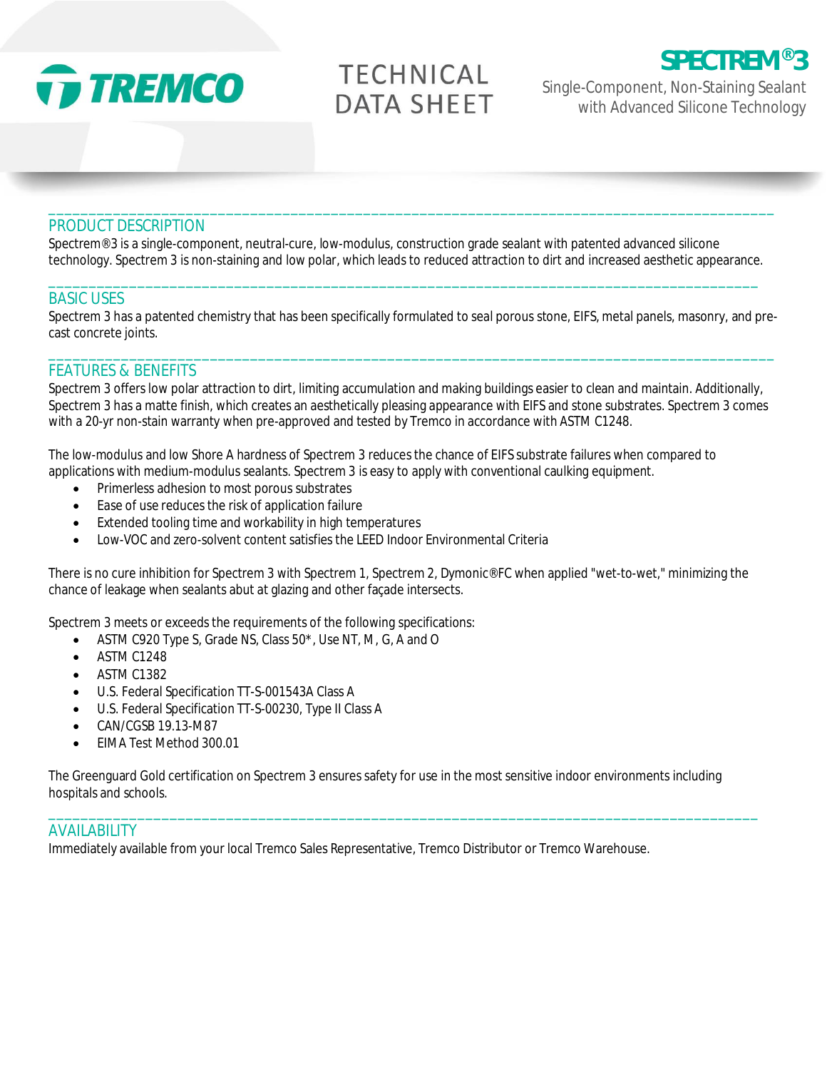TREMCO

# TECHNICAL DATA SHEET

# SPECTREM®3

Single-Component, Non-Staining Sealant with Advanced Silicone Technology

## PRODUCT DESCRIPTION

Spectrem®3 is a single-component, neutral-cure, low-modulus, construction grade sealant with patented advanced silicone technology. Spectrem 3 is non-staining and low polar, which leads to reduced attraction to dirt and increased aesthetic appearance.

## BASIC USES

Spectrem 3 has a patented chemistry that has been specifically formulated to seal porous stone, EIFS, metal panels, masonry, and pre-cast concrete joints.

## FEATURES & BENEFITS

Spectrem 3 offers low polar attraction to dirt, limiting accumulation and making buildings easier to clean and maintain. Additionally, Spectrem 3 has a matte finish, which creates an aesthetically pleasing appearance with EIFS and stone substrates. Spectrem 3 comes with a 20-yr non-stain warranty when pre-approved and tested by Tremco in accordance with ASTM C1248.

The low-modulus and low Shore A hardness of Spectrem 3 reduces the chance of EIFS substrate failures when compared to applications with medium-modulus sealants. Spectrem 3 is easy to apply with conventional caulking equipment.

- Primerless adhesion to most porous substrates
- Ease of use reduces the risk of application failure
- Extended tooling time and workability in high temperatures
- Low-VOC and zero-solvent content satisfies the LEED Indoor Environmental Criteria

There is no cure inhibition for Spectrem 3 with Spectrem 1, Spectrem 2, Dymonic®FC when applied "wet-to-wet," minimizing the chance of leakage when sealants abut at glazing and other façade intersects.

Spectrem 3 meets or exceeds the requirements of the following specifications:

- ASTM C920 Type S, Grade NS, Class 50*, Use NT, M, G, A and O
- ASTM C1248
- ASTM C1382
- U.S. Federal Specification TT-S-001543A Class A
- U.S. Federal Specification TT-S-00230, Type II Class A
- CAN/CGSB 19.13-M87
- EIMA Test Method 300.01

The Greenguard Gold certification on Spectrem 3 ensures safety for use in the most sensitive indoor environments including hospitals and schools.

## AVAILABILITY

Immediately available from your local Tremco Sales Representative, Tremco Distributor or Tremco Warehouse.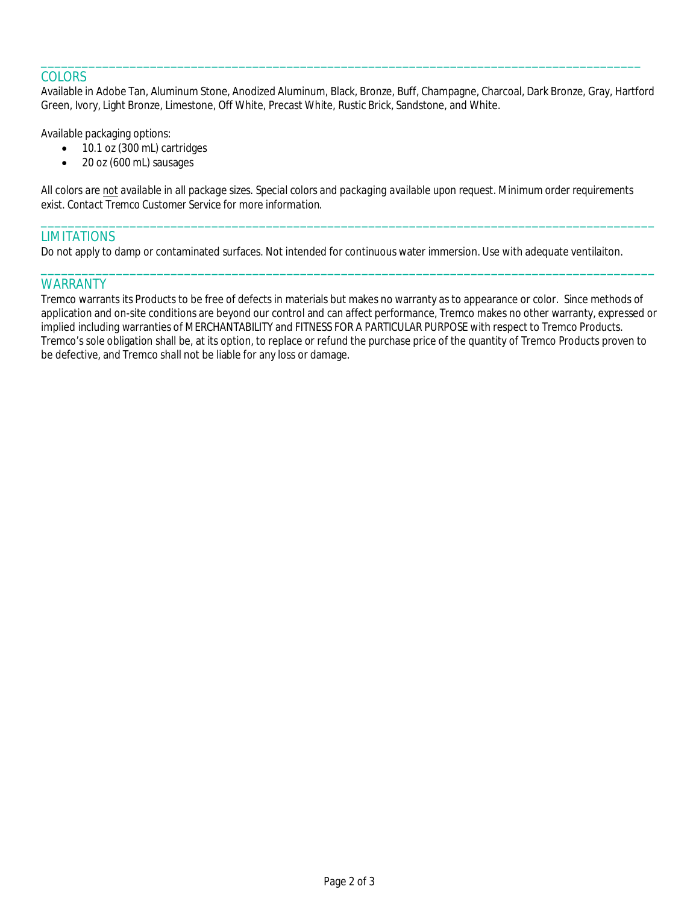## COLORS

Available in Adobe Tan, Aluminum Stone, Anodized Aluminum, Black, Bronze, Buff, Champagne, Charcoal, Dark Bronze, Gray, Hartford Green, Ivory, Light Bronze, Limestone, Off White, Precast White, Rustic Brick, Sandstone, and White.

Available packaging options:

- 10.1 oz (300 mL) cartridges
- 20 oz (600 mL) sausages

*All colors are not available in all package sizes. Special colors and packaging available upon request. Minimum order requirements exist. Contact Tremco Customer Service for more information.*

## LIMITATIONS

Do not apply to damp or contaminated surfaces. Not intended for continuous water immersion. Use with adequate ventilaiton.

## WARRANTY

Tremco warrants its Products to be free of defects in materials but makes no warranty as to appearance or color. Since methods of application and on-site conditions are beyond our control and can affect performance, Tremco makes no other warranty, expressed or implied including warranties of MERCHANTABILITY and FITNESS FOR A PARTICULAR PURPOSE with respect to Tremco Products. Tremco's sole obligation shall be, at its option, to replace or refund the purchase price of the quantity of Tremco Products proven to be defective, and Tremco shall not be liable for any loss or damage.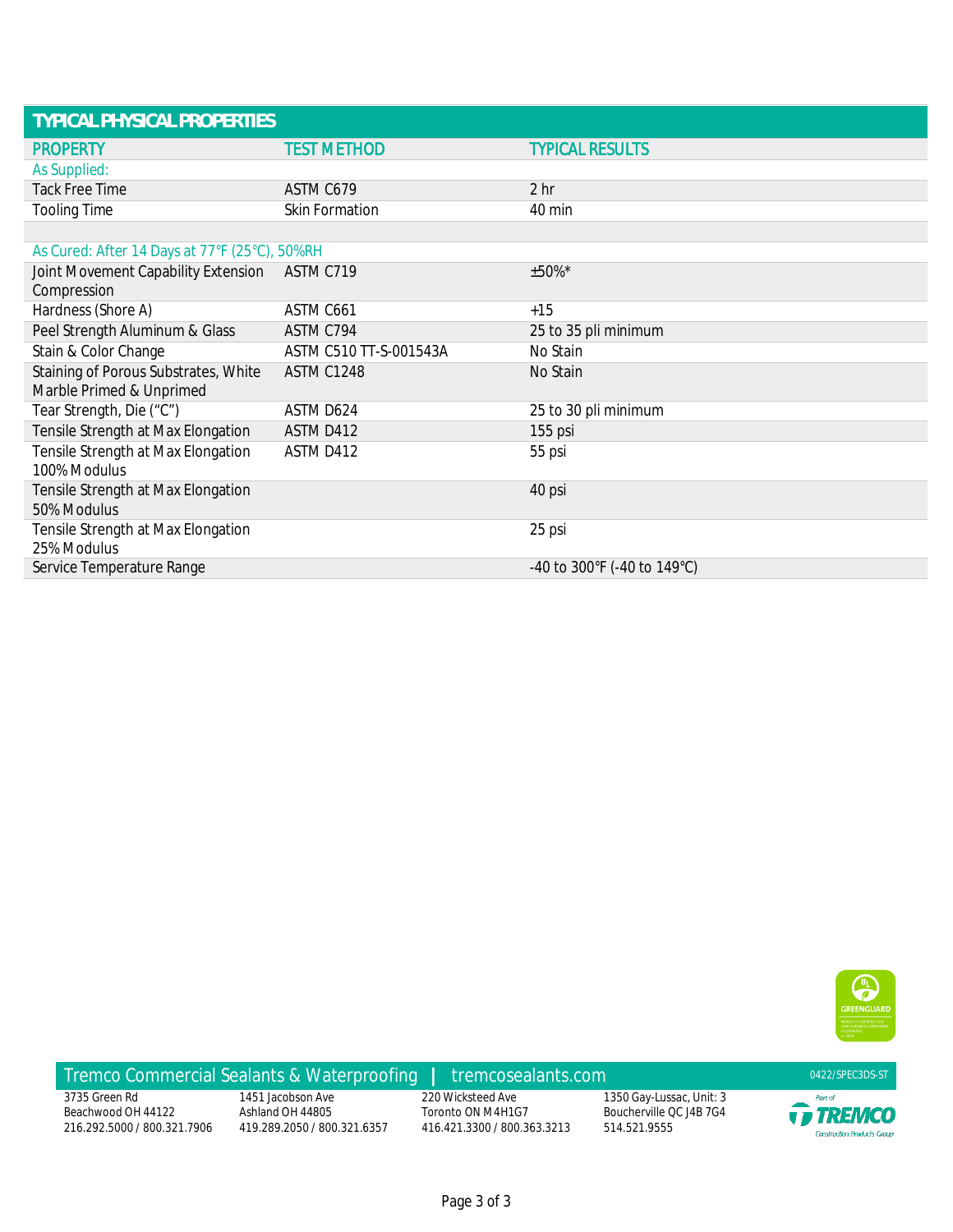## TYPICAL PHYSICAL PROPERTIES

| PROPERTY | TEST METHOD | TYPICAL RESULTS |
|---|---|---|
| *As Supplied:* | | |
| Tack Free Time | ASTM C679 | 2 hr |
| Tooling Time | Skin Formation | 40 min |
| | | |
| *As Cured: After 14 Days at 77°F (25°C), 50%RH* | | |
| Joint Movement Capability Extension Compression | ASTM C719 | ±50%* |
| Hardness (Shore A) | ASTM C661 | +15 |
| Peel Strength Aluminum & Glass | ASTM C794 | 25 to 35 pli minimum |
| Stain & Color Change | ASTM C510 TT-S-001543A | No Stain |
| Staining of Porous Substrates, White Marble Primed & Unprimed | ASTM C1248 | No Stain |
| Tear Strength, Die ("C") | ASTM D624 | 25 to 30 pli minimum |
| Tensile Strength at Max Elongation | ASTM D412 | 155 psi |
| Tensile Strength at Max Elongation 100% Modulus | ASTM D412 | 55 psi |
| Tensile Strength at Max Elongation 50% Modulus | | 40 psi |
| Tensile Strength at Max Elongation 25% Modulus | | 25 psi |
| Service Temperature Range | | -40 to 300°F (-40 to 149°C) |

Tremco Commercial Sealants & Waterproofing | tremcosealants.com

0422/SPEC3DS-ST

3735 Green Rd
Beachwood OH 44122
216.292.5000 / 800.321.7906

1451 Jacobson Ave
Ashland OH 44805
419.289.2050 / 800.321.6357

220 Wicksteed Ave
Toronto ON M4H1G7
416.421.3300 / 800.363.3213

1350 Gay-Lussac, Unit: 3
Boucherville QC J4B 7G4
514.521.9555

Part of TREMCO Construction Products Group